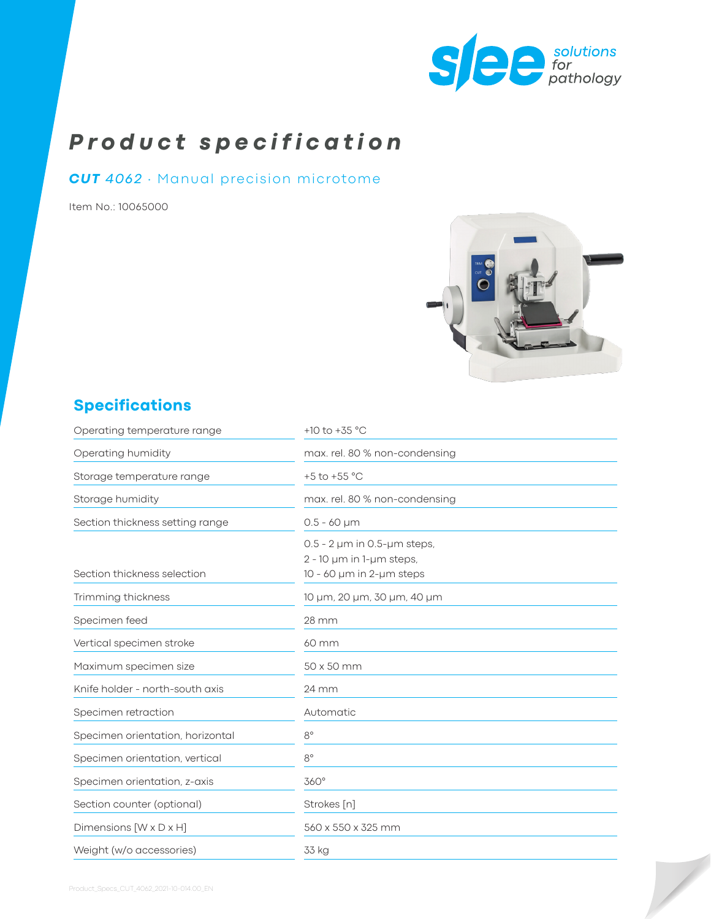# Product specification

## ***CUT*** *4062* · Manual precision microtome

Item No.: 10065000

## Specifications

| | |
|---|---|
| Operating temperature range | +10 to +35 °C |
| Operating humidity | max. rel. 80 % non-condensing |
| Storage temperature range | +5 to +55 °C |
| Storage humidity | max. rel. 80 % non-condensing |
| Section thickness setting range | 0.5 - 60 µm |
| Section thickness selection | 0.5 - 2 µm in 0.5-µm steps,<br>2 - 10 µm in 1-µm steps,<br>10 - 60 µm in 2-µm steps |
| Trimming thickness | 10 µm, 20 µm, 30 µm, 40 µm |
| Specimen feed | 28 mm |
| Vertical specimen stroke | 60 mm |
| Maximum specimen size | 50 x 50 mm |
| Knife holder - north-south axis | 24 mm |
| Specimen retraction | Automatic |
| Specimen orientation, horizontal | 8° |
| Specimen orientation, vertical | 8° |
| Specimen orientation, z-axis | 360° |
| Section counter (optional) | Strokes [n] |
| Dimensions [W x D x H] | 560 x 550 x 325 mm |
| Weight (w/o accessories) | 33 kg |

Product_Specs_CUT_4062_2021-10-014.00_EN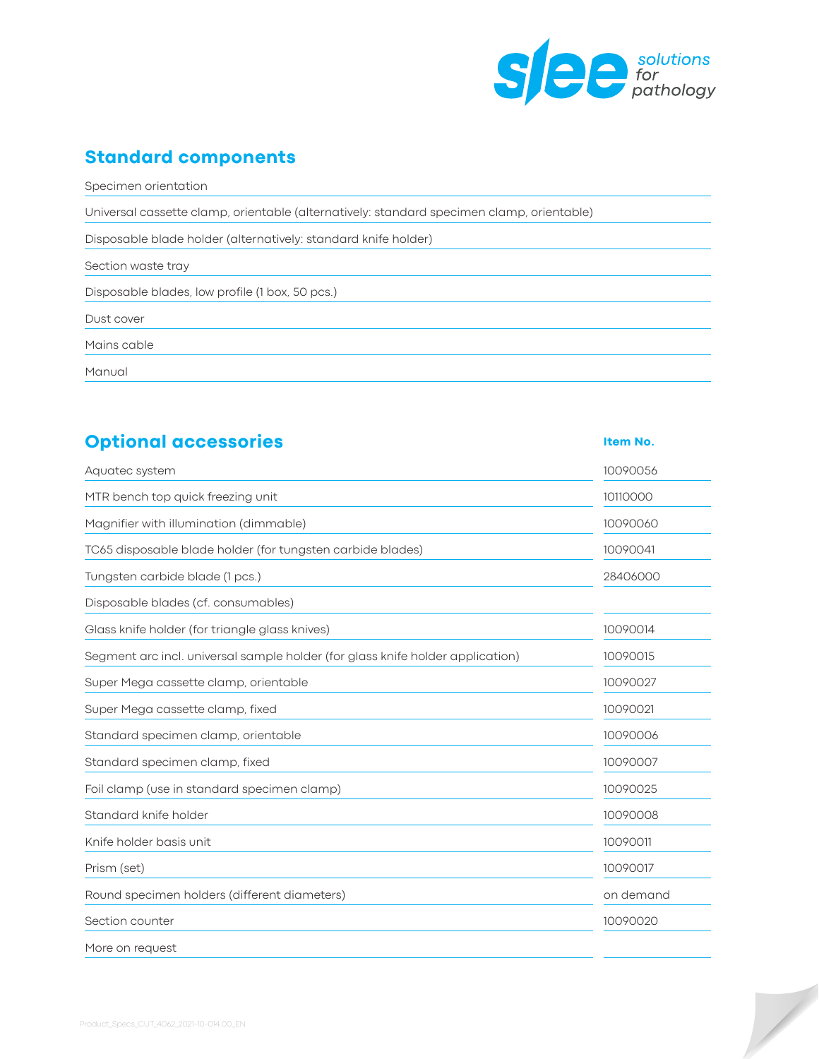## Standard components

| Standard components |
|---|
| Specimen orientation |
| Universal cassette clamp, orientable (alternatively: standard specimen clamp, orientable) |
| Disposable blade holder (alternatively: standard knife holder) |
| Section waste tray |
| Disposable blades, low profile (1 box, 50 pcs.) |
| Dust cover |
| Mains cable |
| Manual |

## Optional accessories

| Optional accessories | Item No. |
|---|---|
| Aquatec system | 10090056 |
| MTR bench top quick freezing unit | 10110000 |
| Magnifier with illumination (dimmable) | 10090060 |
| TC65 disposable blade holder (for tungsten carbide blades) | 10090041 |
| Tungsten carbide blade (1 pcs.) | 28406000 |
| Disposable blades (cf. consumables) | |
| Glass knife holder (for triangle glass knives) | 10090014 |
| Segment arc incl. universal sample holder (for glass knife holder application) | 10090015 |
| Super Mega cassette clamp, orientable | 10090027 |
| Super Mega cassette clamp, fixed | 10090021 |
| Standard specimen clamp, orientable | 10090006 |
| Standard specimen clamp, fixed | 10090007 |
| Foil clamp (use in standard specimen clamp) | 10090025 |
| Standard knife holder | 10090008 |
| Knife holder basis unit | 10090011 |
| Prism (set) | 10090017 |
| Round specimen holders (different diameters) | on demand |
| Section counter | 10090020 |
| More on request | |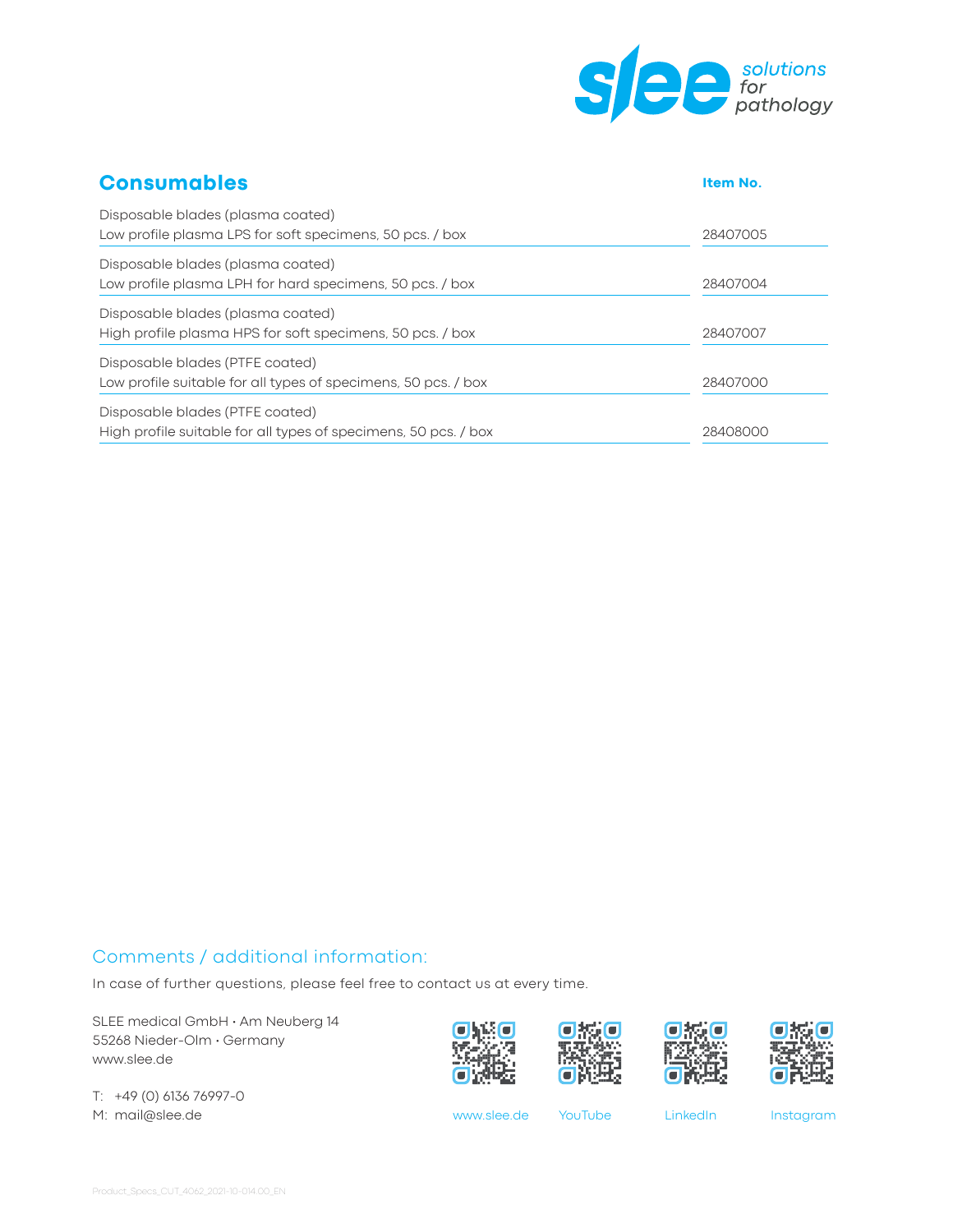## Consumables

| Consumables | Item No. |
|---|---|
| Disposable blades (plasma coated)<br>Low profile plasma LPS for soft specimens, 50 pcs. / box | 28407005 |
| Disposable blades (plasma coated)<br>Low profile plasma LPH for hard specimens, 50 pcs. / box | 28407004 |
| Disposable blades (plasma coated)<br>High profile plasma HPS for soft specimens, 50 pcs. / box | 28407007 |
| Disposable blades (PTFE coated)<br>Low profile suitable for all types of specimens, 50 pcs. / box | 28407000 |
| Disposable blades (PTFE coated)<br>High profile suitable for all types of specimens, 50 pcs. / box | 28408000 |

## Comments / additional information:

In case of further questions, please feel free to contact us at every time.

SLEE medical GmbH • Am Neuberg 14
55268 Nieder-Olm • Germany
www.slee.de

T: +49 (0) 6136 76997-0
M: mail@slee.de

www.slee.de YouTube LinkedIn Instagram

Product_Specs_CUT_4062_2021-10-014.00_EN